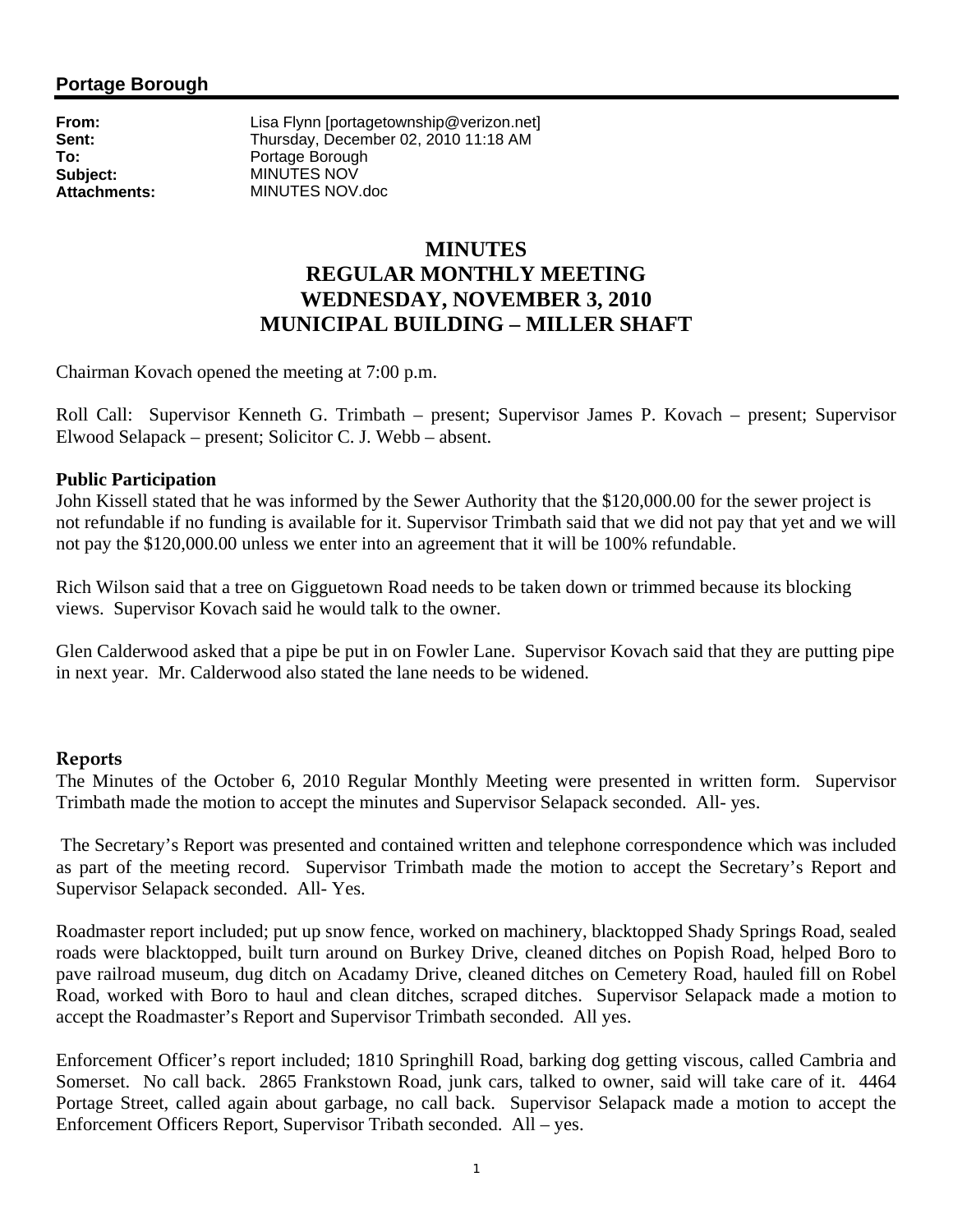**Portage Borough**

**From:** Lisa Flynn [portagetownship@verizon.net]
**Sent:** Thursday, December 02, 2010 11:18 AM
**To:** Portage Borough
**Subject:** MINUTES NOV
**Attachments:** MINUTES NOV.doc

# MINUTES
# REGULAR MONTHLY MEETING
# WEDNESDAY, NOVEMBER 3, 2010
# MUNICIPAL BUILDING – MILLER SHAFT

Chairman Kovach opened the meeting at 7:00 p.m.

Roll Call: Supervisor Kenneth G. Trimbath – present; Supervisor James P. Kovach – present; Supervisor Elwood Selapack – present; Solicitor C. J. Webb – absent.

**Public Participation**

John Kissell stated that he was informed by the Sewer Authority that the $120,000.00 for the sewer project is not refundable if no funding is available for it. Supervisor Trimbath said that we did not pay that yet and we will not pay the $120,000.00 unless we enter into an agreement that it will be 100% refundable.

Rich Wilson said that a tree on Gigguetown Road needs to be taken down or trimmed because its blocking views. Supervisor Kovach said he would talk to the owner.

Glen Calderwood asked that a pipe be put in on Fowler Lane. Supervisor Kovach said that they are putting pipe in next year. Mr. Calderwood also stated the lane needs to be widened.

**Reports**

The Minutes of the October 6, 2010 Regular Monthly Meeting were presented in written form. Supervisor Trimbath made the motion to accept the minutes and Supervisor Selapack seconded. All- yes.

The Secretary's Report was presented and contained written and telephone correspondence which was included as part of the meeting record. Supervisor Trimbath made the motion to accept the Secretary's Report and Supervisor Selapack seconded. All- Yes.

Roadmaster report included; put up snow fence, worked on machinery, blacktopped Shady Springs Road, sealed roads were blacktopped, built turn around on Burkey Drive, cleaned ditches on Popish Road, helped Boro to pave railroad museum, dug ditch on Acadamy Drive, cleaned ditches on Cemetery Road, hauled fill on Robel Road, worked with Boro to haul and clean ditches, scraped ditches. Supervisor Selapack made a motion to accept the Roadmaster's Report and Supervisor Trimbath seconded. All yes.

Enforcement Officer's report included; 1810 Springhill Road, barking dog getting viscous, called Cambria and Somerset. No call back. 2865 Frankstown Road, junk cars, talked to owner, said will take care of it. 4464 Portage Street, called again about garbage, no call back. Supervisor Selapack made a motion to accept the Enforcement Officers Report, Supervisor Tribath seconded. All – yes.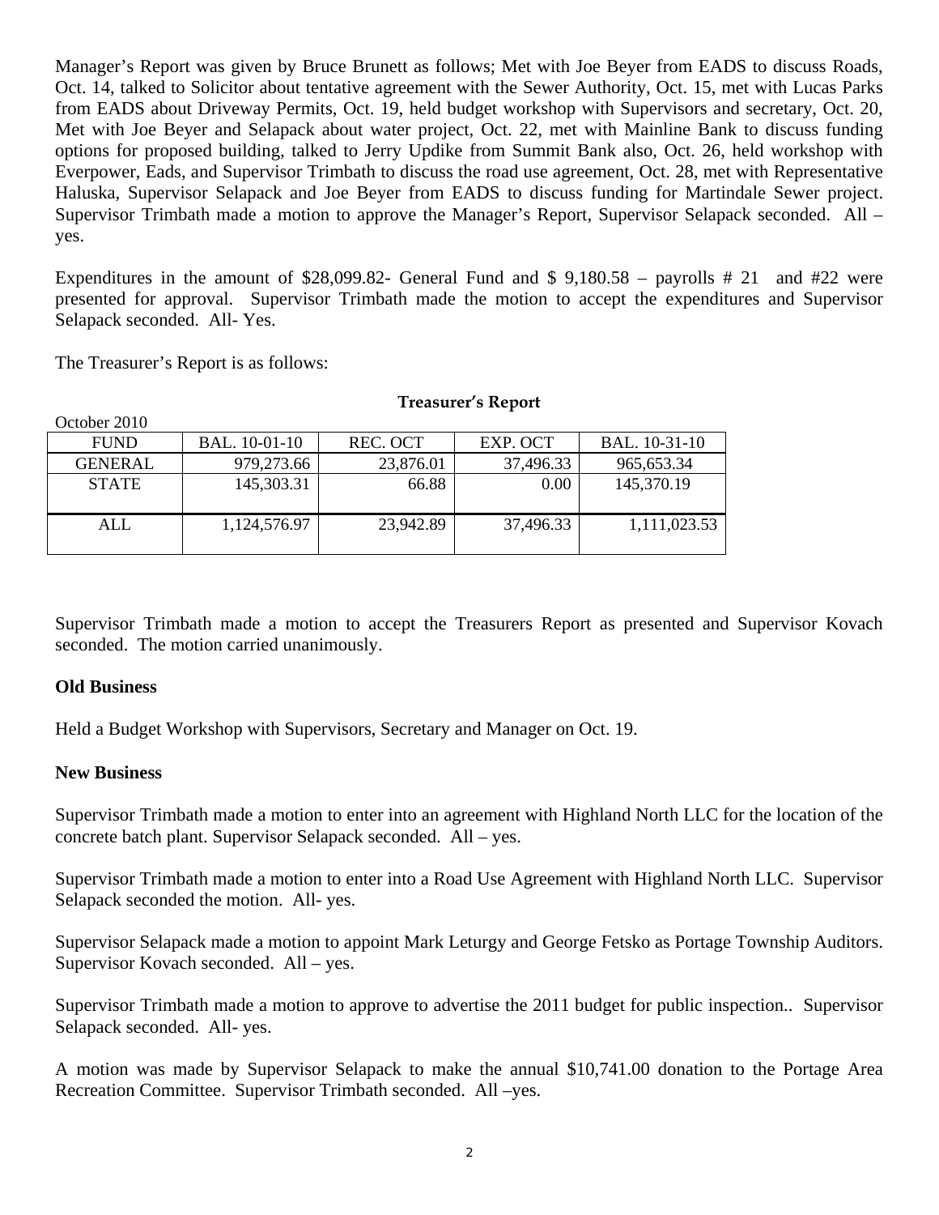Manager's Report was given by Bruce Brunett as follows; Met with Joe Beyer from EADS to discuss Roads, Oct. 14, talked to Solicitor about tentative agreement with the Sewer Authority, Oct. 15, met with Lucas Parks from EADS about Driveway Permits, Oct. 19, held budget workshop with Supervisors and secretary, Oct. 20, Met with Joe Beyer and Selapack about water project, Oct. 22, met with Mainline Bank to discuss funding options for proposed building, talked to Jerry Updike from Summit Bank also, Oct. 26, held workshop with Everpower, Eads, and Supervisor Trimbath to discuss the road use agreement, Oct. 28, met with Representative Haluska, Supervisor Selapack and Joe Beyer from EADS to discuss funding for Martindale Sewer project. Supervisor Trimbath made a motion to approve the Manager's Report, Supervisor Selapack seconded. All – yes.

Expenditures in the amount of $28,099.82- General Fund and $ 9,180.58 – payrolls # 21 and #22 were presented for approval. Supervisor Trimbath made the motion to accept the expenditures and Supervisor Selapack seconded. All- Yes.

The Treasurer's Report is as follows:

**Treasurer's Report**

October 2010

| FUND | BAL. 10-01-10 | REC. OCT | EXP. OCT | BAL. 10-31-10 |
|---|---|---|---|---|
| GENERAL | 979,273.66 | 23,876.01 | 37,496.33 | 965,653.34 |
| STATE | 145,303.31 | 66.88 | 0.00 | 145,370.19 |
| ALL | 1,124,576.97 | 23,942.89 | 37,496.33 | 1,111,023.53 |

Supervisor Trimbath made a motion to accept the Treasurers Report as presented and Supervisor Kovach seconded. The motion carried unanimously.

**Old Business**

Held a Budget Workshop with Supervisors, Secretary and Manager on Oct. 19.

**New Business**

Supervisor Trimbath made a motion to enter into an agreement with Highland North LLC for the location of the concrete batch plant. Supervisor Selapack seconded. All – yes.

Supervisor Trimbath made a motion to enter into a Road Use Agreement with Highland North LLC. Supervisor Selapack seconded the motion. All- yes.

Supervisor Selapack made a motion to appoint Mark Leturgy and George Fetsko as Portage Township Auditors. Supervisor Kovach seconded. All – yes.

Supervisor Trimbath made a motion to approve to advertise the 2011 budget for public inspection.. Supervisor Selapack seconded. All- yes.

A motion was made by Supervisor Selapack to make the annual $10,741.00 donation to the Portage Area Recreation Committee. Supervisor Trimbath seconded. All –yes.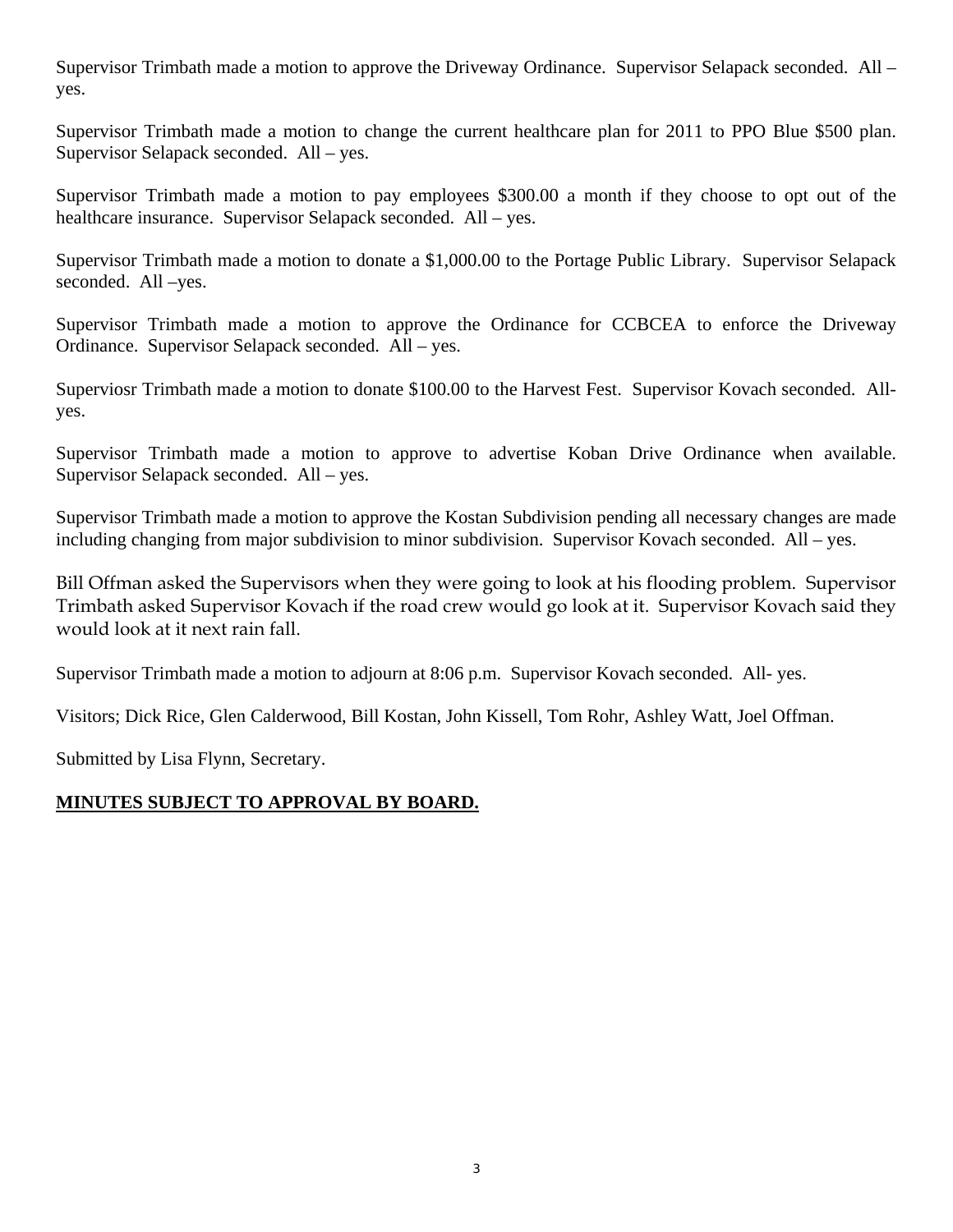Supervisor Trimbath made a motion to approve the Driveway Ordinance. Supervisor Selapack seconded. All – yes.

Supervisor Trimbath made a motion to change the current healthcare plan for 2011 to PPO Blue $500 plan. Supervisor Selapack seconded. All – yes.

Supervisor Trimbath made a motion to pay employees $300.00 a month if they choose to opt out of the healthcare insurance. Supervisor Selapack seconded. All – yes.

Supervisor Trimbath made a motion to donate a $1,000.00 to the Portage Public Library. Supervisor Selapack seconded. All –yes.

Supervisor Trimbath made a motion to approve the Ordinance for CCBCEA to enforce the Driveway Ordinance. Supervisor Selapack seconded. All – yes.

Superviosr Trimbath made a motion to donate $100.00 to the Harvest Fest. Supervisor Kovach seconded. All-yes.

Supervisor Trimbath made a motion to approve to advertise Koban Drive Ordinance when available. Supervisor Selapack seconded. All – yes.

Supervisor Trimbath made a motion to approve the Kostan Subdivision pending all necessary changes are made including changing from major subdivision to minor subdivision. Supervisor Kovach seconded. All – yes.

Bill Offman asked the Supervisors when they were going to look at his flooding problem. Supervisor Trimbath asked Supervisor Kovach if the road crew would go look at it. Supervisor Kovach said they would look at it next rain fall.

Supervisor Trimbath made a motion to adjourn at 8:06 p.m. Supervisor Kovach seconded. All- yes.

Visitors; Dick Rice, Glen Calderwood, Bill Kostan, John Kissell, Tom Rohr, Ashley Watt, Joel Offman.

Submitted by Lisa Flynn, Secretary.

**MINUTES SUBJECT TO APPROVAL BY BOARD.**